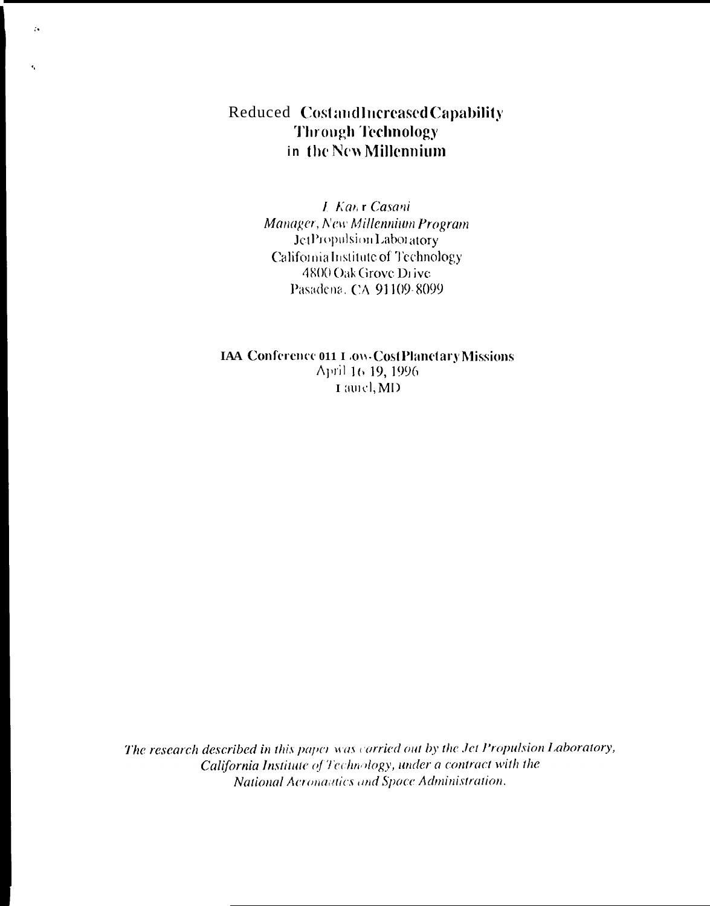# Reduced Cost and Increased Capability Through Technology in the New Millennium

*I. Kar.r Casani*
*Manager, New Millennium Program*
Jet Propulsion Laboratory
California Institute of Technology
4800 Oak Grove Drive
Pasadena, CA 91109-8099

**IAA Conference on Low-Cost Planetary Missions**
April 16-19, 1996
Laurel, MD

*The research described in this paper was carried out by the Jet Propulsion Laboratory, California Institute of Technology, under a contract with the National Aeronautics and Space Administration.*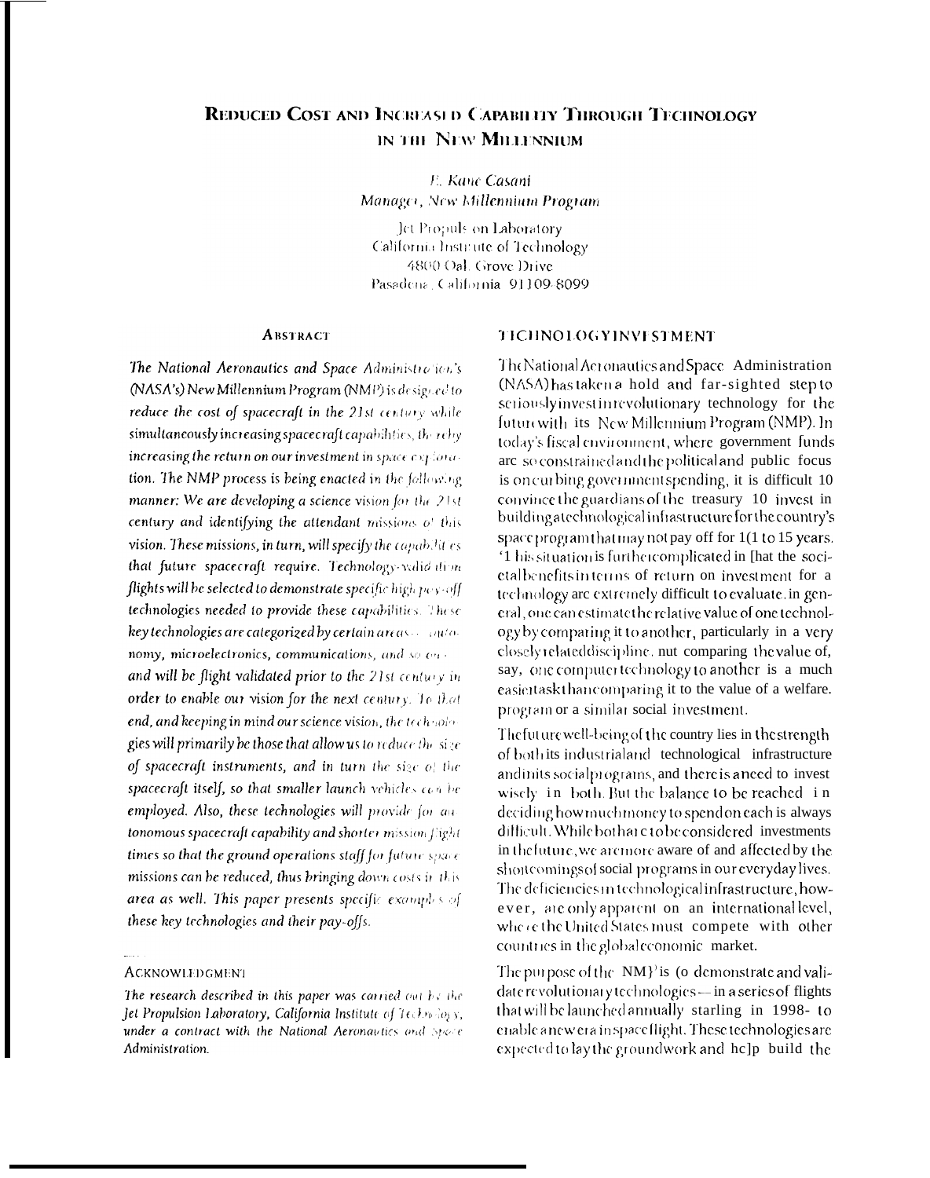# REDUCED COST AND INCREASED CAPABILITY THROUGH TECHNOLOGY IN THE NEW MILLENNIUM

*E. Kane Casani*
*Manager, New Millennium Program*

Jet Propulsion Laboratory
California Institute of Technology
4800 Oak Grove Drive
Pasadena, California 91109-8099

## ABSTRACT

*The National Aeronautics and Space Administration's (NASA's) New Millennium Program (NMP) is designed to reduce the cost of spacecraft in the 21st century while simultaneously increasing spacecraft capabilities, thereby increasing the return on our investment in space exploration. The NMP process is being enacted in the following manner: We are developing a science vision for the 21st century and identifying the attendant missions of this vision. These missions, in turn, will specify the capabilities that future spacecraft require. Technology-validation flights will be selected to demonstrate specific high pay-off technologies needed to provide these capabilities. These key technologies are categorized by certain areas — autonomy, microelectronics, communications, and so on — and will be flight validated prior to the 21st century in order to enable our vision for the next century. To that end, and keeping in mind our science vision, the technologies will primarily be those that allow us to reduce the size of spacecraft instruments, and in turn the size of the spacecraft itself, so that smaller launch vehicles can be employed. Also, these technologies will provide for autonomous spacecraft capability and shorter mission flight times so that the ground operations staff for future space missions can be reduced, thus bringing down costs in this area as well. This paper presents specific examples of these key technologies and their pay-offs.*

### ACKNOWLEDGMENT

*The research described in this paper was carried out by the Jet Propulsion Laboratory, California Institute of Technology, under a contract with the National Aeronautics and Space Administration.*

## TECHNOLOGY INVESTMENT

The National Aeronautics and Space Administration (NASA) has taken a bold and far-sighted step to seriously invest in revolutionary technology for the future with its New Millennium Program (NMP). In today's fiscal environment, where government funds are so constrained and the political and public focus is on curbing government spending, it is difficult to convince the guardians of the treasury to invest in building a technological infrastructure for the country's space program that may not pay off for 10 to 15 years. This situation is further complicated in that the societal benefits in terms of return on investment for a technology are extremely difficult to evaluate. In general, one can estimate the relative value of one technology by comparing it to another, particularly in a very closely related discipline. But comparing the value of, say, one computer technology to another is a much easier task than comparing it to the value of a welfare program or a similar social investment.

The future well-being of the country lies in the strength of both its industrial and technological infrastructure and in its social programs, and there is a need to invest wisely in both. But the balance to be reached in deciding how much money to spend on each is always difficult. While both are to be considered investments in the future, we are more aware of and affected by the shortcomings of social programs in our everyday lives. The deficiencies in technological infrastructure, however, are only apparent on an international level, where the United States must compete with other countries in the global economic market.

The purpose of the NMP is to demonstrate and validate revolutionary technologies — in a series of flights that will be launched annually starting in 1998 — to enable a new era in space flight. These technologies are expected to lay the groundwork and help build the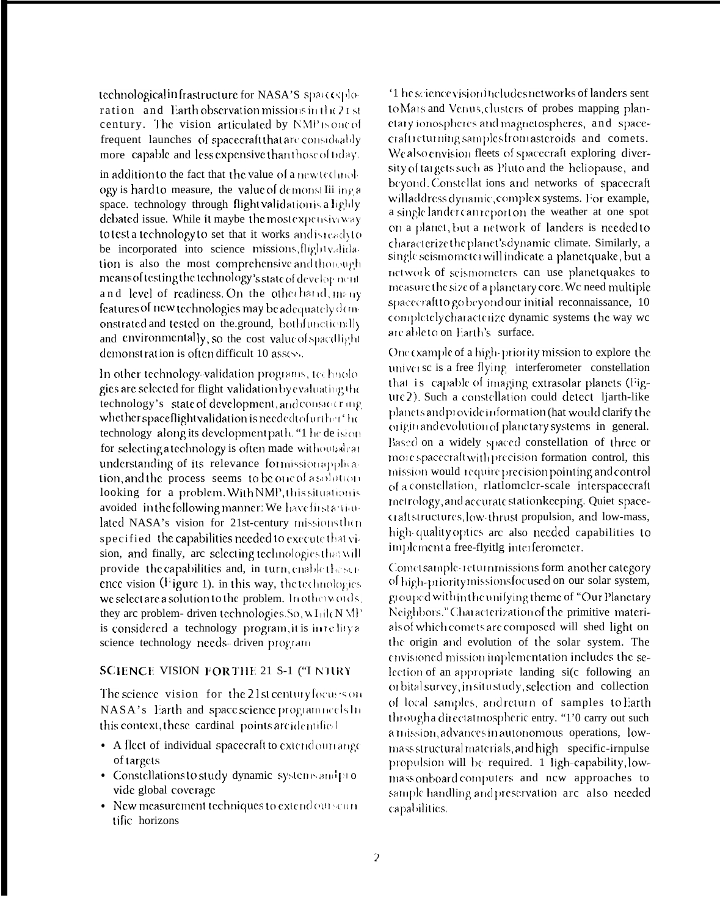technological infrastructure for NASA'S space exploration and Earth observation missions in the 21st century. The vision articulated by NMP is one of frequent launches of spacecraft that are considerably more capable and less expensive than those of today.

in addition to the fact that the value of a new technology is hard to measure, the value of demonstrating a space. technology through flight validation is a highly debated issue. While it maybe the most expensive way to test a technology to set that it works and is ready to be incorporated into science missions, flight validation is also the most comprehensive and thorough means of testing the technology's state of development and level of readiness. On the other hand, many features of new technologies may be adequately demonstrated and tested on the.ground, both functionally and environmentally, so the cost value of spaceflight demonstration is often difficult 10 assess.

In other technology-validation programs, technologies are selected for flight validation by evaluating the technology's state of development, and considering whether spaceflight validation is needed to further the technology along its development path. "The decision for selecting a technology is often made without a clear understanding of its relevance for mission application, and the process seems to be one of a solution looking for a problem. With NMP, this situation is avoided in the following manner: We have first articulated NASA's vision for 21st-century missions then specified the capabilities needed to execute that vision, and finally, arc selecting technologies that will provide the capabilities and, in turn, enable the science vision (Figure 1). in this way, the technologies we select are a solution to the problem. In other words, they arc problem- driven technologies. So, while NMP is considered a technology program, it is in reality a science technology needs- driven program

## SCIENCE VISION FOR THE 21 S-1 ("I NTURY

The science vision for the 21st century focuses on NASA's Earth and space science program needs. In this context, these cardinal points are identified

- A fleet of individual spacecraft to extend our range of targets
- Constellations to study dynamic systems and provide global coverage
- New measurement techniques to extend our scientific horizons

'1 he science vision includes networks of landers sent to Mars and Venus, clusters of probes mapping planetary ionospheres and magnetospheres, and spacecraft returning samples from asteroids and comets. We also envision fleets of spacecraft exploring diversity of targets such as Pluto and the heliopause, and beyond. Constellations and networks of spacecraft will address dynamic, complex systems. For example, a single lander can report on the weather at one spot on a planet, but a network of landers is needed to characterize the planet's dynamic climate. Similarly, a single seismometer will indicate a planetquake, but a network of seismometers can use planetquakes to measure the size of a planetary core. We need multiple spacecraft to go beyond our initial reconnaissance, 10 completely characterize dynamic systems the way we are able to on Earth's surface.

One example of a high-priority mission to explore the universe is a free flying interferometer constellation that is capable of imaging extrasolar planets (Figure 2). Such a constellation could detect Earth-like planets and provide information (hat would clarify the origin and evolution of planetary systems in general. Based on a widely spaced constellation of three or more spacecraft with precision formation control, this mission would require precision pointing and control of a constellation, rlatlomclcr-scale interspacecraft metrology, and accurate stationkeeping. Quiet spacecraft structures, low-thrust propulsion, and low-mass, high-quality optics arc also needed capabilities to implement a free-flyitlg interferometer.

Comet sample-return missions form another category of high-priority missions focused on our solar system, grouped within the unifying theme of "Our Planetary Neighbors." Characterization of the primitive materials of which comets are composed will shed light on the origin and evolution of the solar system. The envisioned mission implementation includes the selection of an appropriate landing si(c following an orbital survey, in situ study, selection and collection of local samples, and return of samples to Earth through a direct atmospheric entry. "1'0 carry out such a mission, advances in autonomous operations, low-mass structural materials, and high specific-irnpulse propulsion will be required. 1 ligh-capability, low-mass onboard computers and new approaches to sample handling and preservation arc also needed capabilities.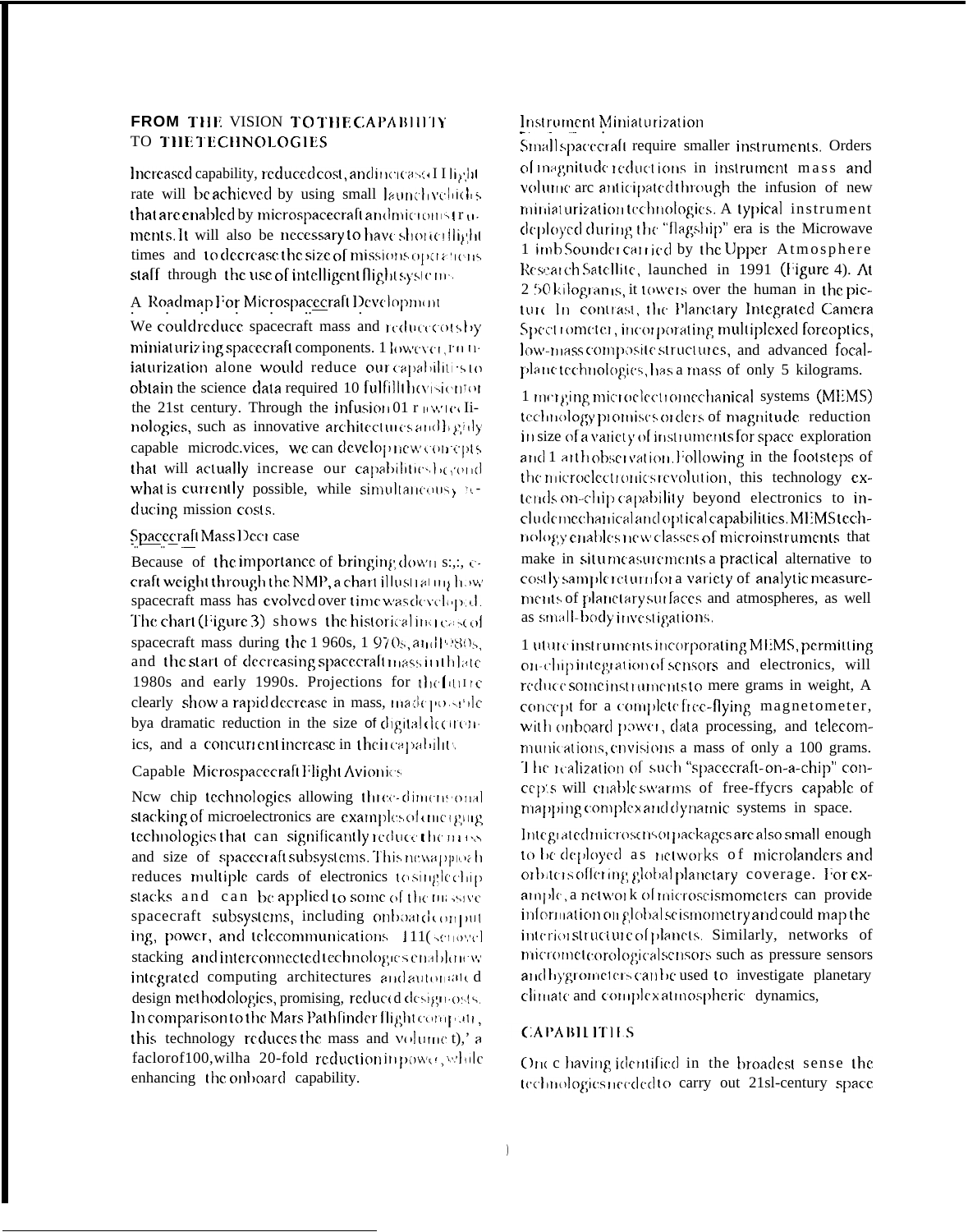## FROM THE VISION TO THE CAPABILITY TO THE TECHNOLOGIES

Increased capability, reduced cost, and increased flight rate will be achieved by using small launch vehicles that are enabled by microspacecraft and microinstruments. It will also be necessary to have shorter flight times and to decrease the size of missions operations staff through the use of intelligent flight systems.

### A Roadmap For Microspacecraft Development

We could reduce spacecraft mass and reduce costs by miniaturizing spacecraft components. However, miniaturization alone would reduce our capabilities to obtain the science data required to fulfill the vision for the 21st century. Through the infusion of new technologies, such as innovative architectures and highly capable microdevices, we can develop new concepts that will actually increase our capabilities beyond what is currently possible, while simultaneously reducing mission costs.

### Spacecraft Mass Decrease

Because of the importance of bringing down spacecraft weight through the NMP, a chart illustrating how spacecraft mass has evolved over time was developed. The chart (Figure 3) shows the historical increase of spacecraft mass during the 1960s, 1970s, and 1980s, and the start of decreasing spacecraft mass in the late 1980s and early 1990s. Projections for the future clearly show a rapid decrease in mass, made possible by a dramatic reduction in the size of digital electronics, and a concurrent increase in their capability.

### Capable Microspacecraft Flight Avionics

New chip technologies allowing three-dimensional stacking of microelectronics are examples of emerging technologies that can significantly reduce the mass and size of spacecraft subsystems. This new approach reduces multiple cards of electronics to single chip stacks and can be applied to some of the massive spacecraft subsystems, including onboard computing, power, and telecommunications. The novel stacking and interconnected technologies enable new integrated computing architectures and automated design methodologies, promising reduced design costs. In comparison to the Mars Pathfinder flight computer, this technology reduces the mass and volume by a factor of 100, with a 20-fold reduction in power, while enhancing the onboard capability.

### Instrument Miniaturization

Small spacecraft require smaller instruments. Orders of magnitude reductions in instrument mass and volume are anticipated through the infusion of new miniaturization technologies. A typical instrument deployed during the "flagship" era is the Microwave Limb Sounder carried by the Upper Atmosphere Research Satellite, launched in 1991 (Figure 4). At 250 kilograms, it towers over the human in the picture. In contrast, the Planetary Integrated Camera Spectrometer, incorporating multiplexed foreoptics, low-mass composite structures, and advanced focal-plane technologies, has a mass of only 5 kilograms.

Emerging microelectromechanical systems (MEMS) technology promises orders of magnitude reduction in size of a variety of instruments for space exploration and Earth observation. Following in the footsteps of the microelectronics revolution, this technology extends on-chip capability beyond electronics to include mechanical and optical capabilities. MEMS technology enables new classes of microinstruments that make in situ measurements a practical alternative to costly sample return for a variety of analytic measurements of planetary surfaces and atmospheres, as well as small-body investigations.

Future instruments incorporating MEMS, permitting on-chip integration of sensors and electronics, will reduce some instruments to mere grams in weight. A concept for a complete free-flying magnetometer, with onboard power, data processing, and telecommunications, envisions a mass of only a 100 grams. The realization of such "spacecraft-on-a-chip" concepts will enable swarms of free-flyers capable of mapping complex and dynamic systems in space.

Integrated microsensor packages are also small enough to be deployed as networks of microlanders and orbiters offering global planetary coverage. For example, a network of microseismometers can provide information on global seismometry and could map the interior structure of planets. Similarly, networks of micrometeorological sensors such as pressure sensors and hygrometers can be used to investigate planetary climate and complex atmospheric dynamics.

## CAPABILITIES

Once having identified in the broadest sense the technologies needed to carry out 21st-century space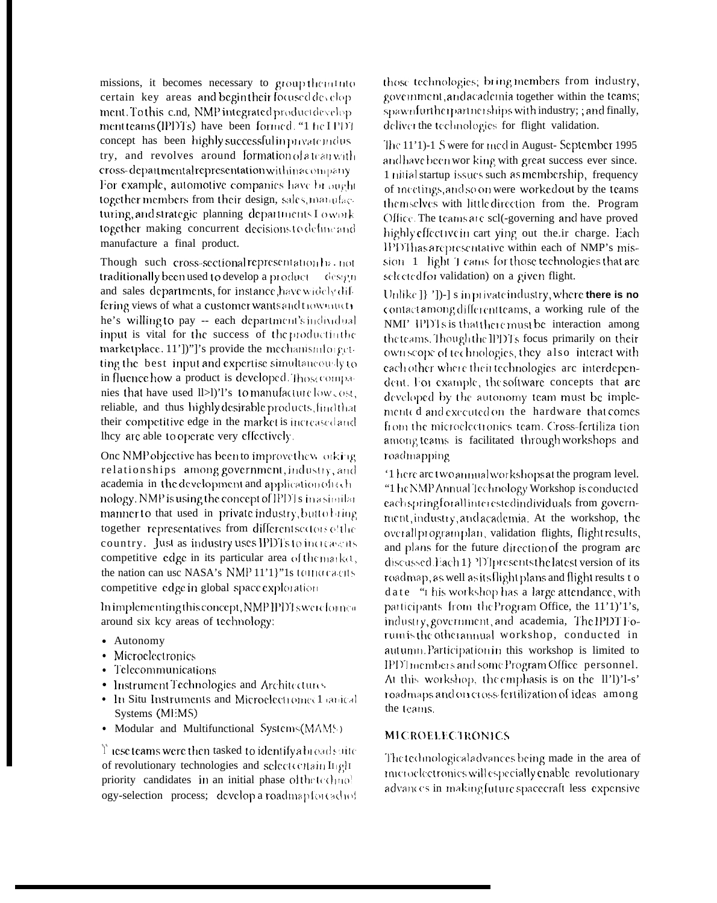missions, it becomes necessary to group them into certain key areas and begin their focused development. To this end, NMP integrated product development teams (IPDTs) have been formed. "The IPDT concept has been highly successful in private industry, and revolves around formation of a team with cross-departmental representation within a company. For example, automotive companies have brought together members from their design, sales, manufacturing, and strategic planning departments to work together making concurrent decisions to define and manufacture a final product.

Though such cross-sectional representation has not traditionally been used to develop a product — design and sales departments, for instance, have widely differing views of what a customer wants and how much he's willing to pay -- each department's individual input is vital for the success of the product in the marketplace. IPDTs provide the mechanism for getting the best input and expertise simultaneously to influence how a product is developed. Those companies that have used IPDTs to manufacture low cost, reliable, and thus highly desirable products, find that their competitive edge in the market is increased and they are able to operate very effectively.

One NMP objective has been to improve the working relationships among government, industry, and academia in the development and application of technology. NMP is using the concept of IPDTs in a similar manner to that used in private industry, but to bring together representatives from different sectors of the country. Just as industry uses IPDTs to increase its competitive edge in its particular area of the market, the nation can use NASA's NMP IPDTs to increase its competitive edge in global space exploration.

In implementing this concept, NMP IPDTs were formed around six key areas of technology:

- Autonomy
- Microelectronics
- Telecommunications
- Instrument Technologies and Architectures
- In Situ Instruments and Microelectromechanical Systems (MEMS)
- Modular and Multifunctional Systems (MAMS)

These teams were then tasked to identify a broad suite of revolutionary technologies and select certain high priority candidates in an initial phase of the technology-selection process; develop a roadmap for each of those technologies; bring members from industry, government, and academia together within the teams; spawn further partnerships with industry; ; and finally, deliver the technologies for flight validation.

The IPDTs were formed in August- September 1995 and have been working with great success ever since. Initial startup issues such as membership, frequency of meetings, and so on were worked out by the teams themselves with little direction from the Program Office. The teams are self-governing and have proved highly effective in carrying out their charge. Each IPDT has a representative within each of NMP's mission Flight Teams for those technologies that are selected for validation) on a given flight.

Unlike IPDTs in private industry, where **there is no** contact among different teams, a working rule of the NMP IPDTs is that there must be interaction among the teams. Though the IPDTs focus primarily on their own scope of technologies, they also interact with each other where their technologies are interdependent. For example, the software concepts that are developed by the autonomy team must be implemented and executed on the hardware that comes from the microelectronics team. Cross-fertilization among teams is facilitated through workshops and roadmapping.

There are two annual workshops at the program level. The NMP Annual Technology Workshop is conducted each spring for all interested individuals from government, industry, and academia. At the workshop, the overall program plan, validation flights, flight results, and plans for the future direction of the program are discussed. Each IPDT presents the latest version of its roadmap, as well as its flight plans and flight results to date. This workshop has a large attendance, with participants from the Program Office, the IPDTs, industry, government, and academia. The IPDT Forum is the other annual workshop, conducted in autumn. Participation in this workshop is limited to IPDT members and some Program Office personnel. At this workshop, the emphasis is on the IPDTs' roadmaps and on cross-fertilization of ideas among the teams.

## MICROELECTRONICS

The technological advances being made in the area of microelectronics will especially enable revolutionary advances in making future spacecraft less expensive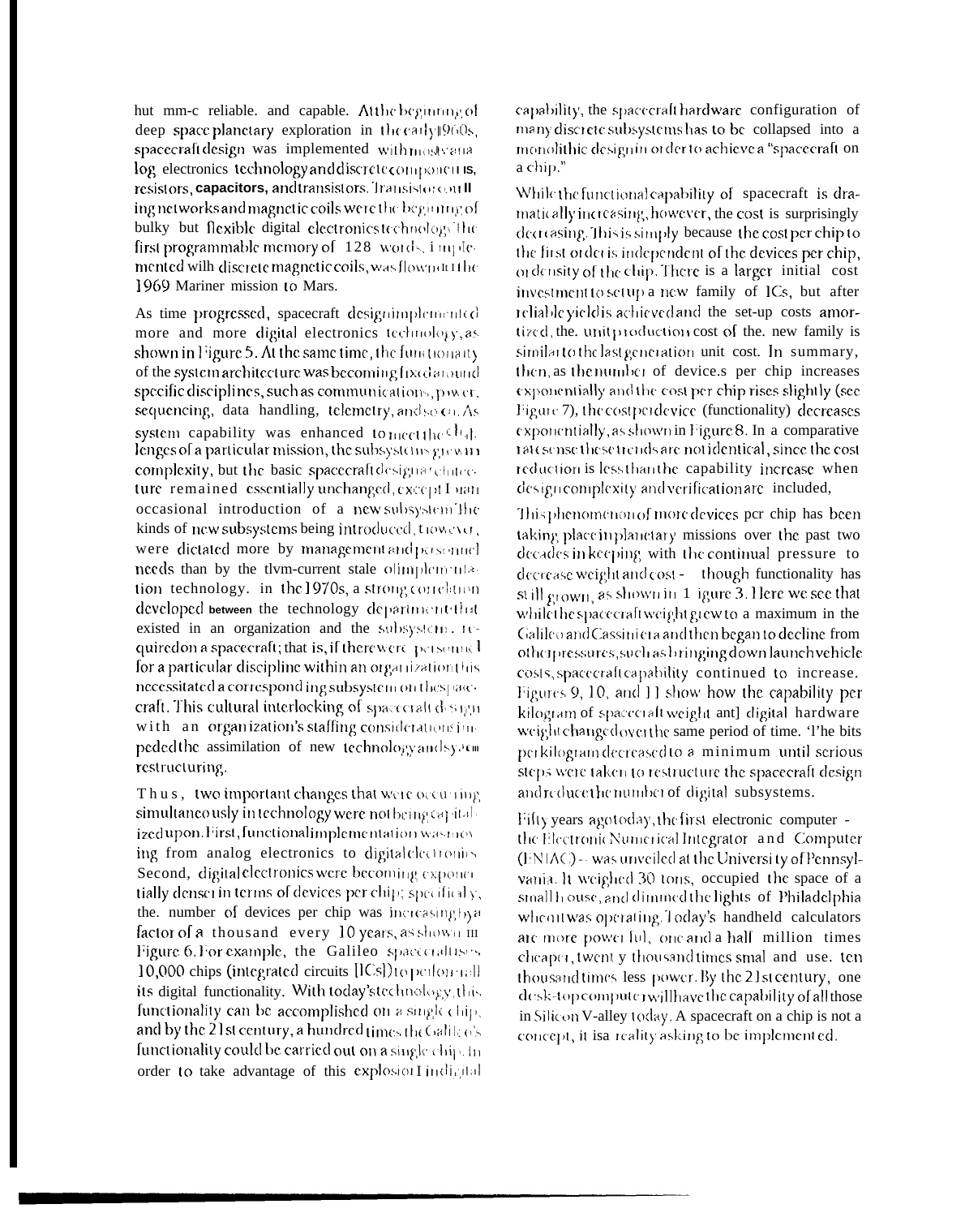hut more reliable, and capable. At the beginning of deep space planetary exploration in the early 1960s, spacecraft design was implemented with mostly analog electronics technology and discrete components, resistors, capacitors, and transistors. Transistor counting networks and magnetic coils were the beginning of bulky but flexible digital electronics technology. The first programmable memory of 128 words, implemented with discrete magnetic coils, was flown on the 1969 Mariner mission to Mars.

As time progressed, spacecraft design implemented more and more digital electronics technology, as shown in Figure 5. At the same time, the functionality of the system architecture was becoming fixed around specific disciplines, such as communications, power, sequencing, data handling, telemetry, and so on. As system capability was enhanced to meet the challenges of a particular mission, the subsystems grew in complexity, but the basic spacecraft design architecture remained essentially unchanged, except for an occasional introduction of a new subsystem. The kinds of new subsystems being introduced, however, were dictated more by management and personnel needs than by the then-current state of implementation technology. In the 1970s, a strong correlation developed between the technology departments that existed in an organization and the subsystems required on a spacecraft; that is, if there were personnel for a particular discipline within an organization this necessitated a corresponding subsystem on the spacecraft. This cultural interlocking of spacecraft design with an organization's staffing considerations impeded the assimilation of new technology and system restructuring.

Thus, two important changes that were occurring simultaneously in technology were not being capitalized upon. First, functional implementation was moving from analog electronics to digital electronics. Second, digital electronics were becoming exponentially denser in terms of devices per chip; specifically, the number of devices per chip was increasing by a factor of a thousand every 10 years, as shown in Figure 6. For example, the Galileo spacecraft uses 10,000 chips (integrated circuits [ICs]) to perform all its digital functionality. With today's technology, this functionality can be accomplished on a single chip, and by the 21st century, a hundred times the Galileo's functionality could be carried out on a single chip. In order to take advantage of this explosion in digital capability, the spacecraft hardware configuration of many discrete subsystems has to be collapsed into a monolithic design in order to achieve a "spacecraft on a chip."

While the functional capability of spacecraft is dramatically increasing, however, the cost is surprisingly decreasing. This is simply because the cost per chip to the first order is independent of the devices per chip, or density of the chip. There is a larger initial cost investment to set up a new family of ICs, but after reliable yield is achieved and the set-up costs amortized, the unit production cost of the new family is similar to the last generation unit cost. In summary, then, as the number of devices per chip increases exponentially and the cost per chip rises slightly (see Figure 7), the cost per device (functionality) decreases exponentially, as shown in Figure 8. In a comparative rate sense these trends are not identical, since the cost reduction is less than the capability increase when design complexity and verification are included,

This phenomenon of more devices per chip has been taking place in planetary missions over the past two decades in keeping with the continual pressure to decrease weight and cost - though functionality has still grown, as shown in Figure 3. Here we see that while the spacecraft weight grew to a maximum in the Galileo and Cassini era and then began to decline from other pressures, such as bringing down launch vehicle costs, spacecraft capability continued to increase. Figures 9, 10, and 11 show how the capability per kilogram of spacecraft weight and digital hardware weight changed over the same period of time. The bits per kilogram decreased to a minimum until serious steps were taken to restructure the spacecraft design and reduce the number of digital subsystems.

Fifty years ago today, the first electronic computer - the Electronic Numerical Integrator and Computer (ENIAC) -- was unveiled at the University of Pennsylvania. It weighed 30 tons, occupied the space of a small house, and dimmed the lights of Philadelphia when it was operating. Today's handheld calculators are more powerful, one and a half million times cheaper, twenty thousand times smaller and use ten thousand times less power. By the 21st century, one desk-top computer will have the capability of all those in Silicon Valley today. A spacecraft on a chip is not a concept, it is a reality asking to be implemented.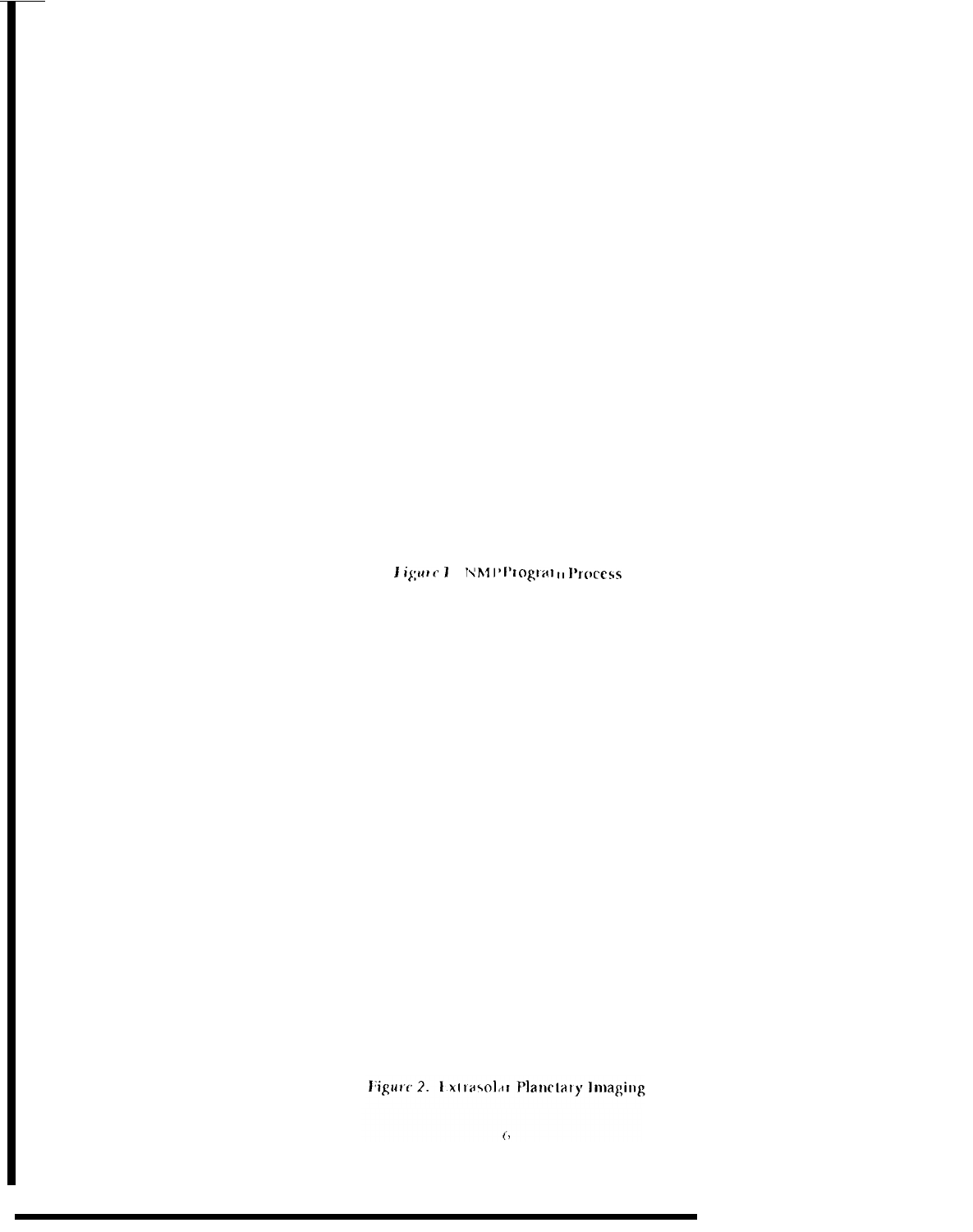*Figure 1.* NMP Program Process

*Figure 2.* Extrasolar Planetary Imaging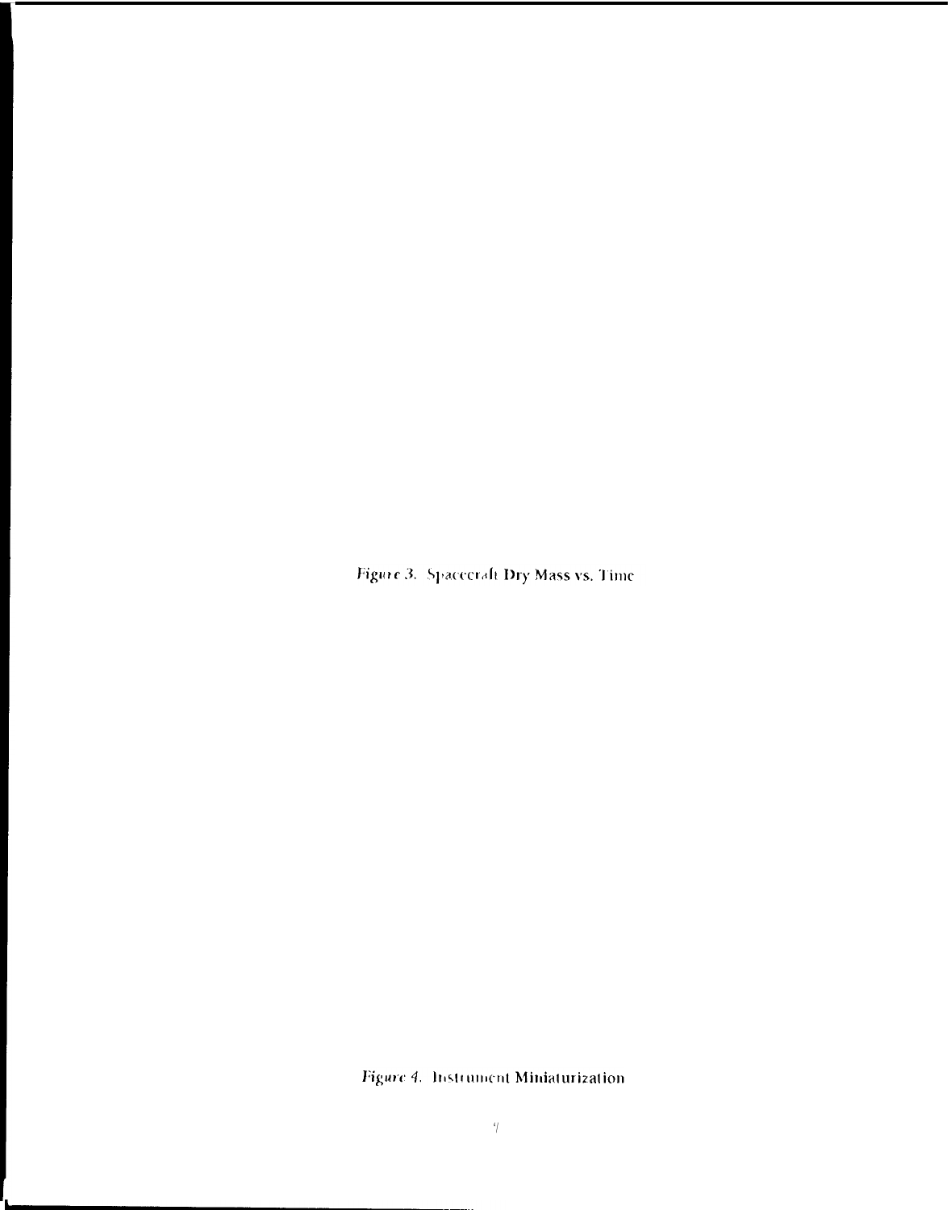*Figure 3.* Spacecraft Dry Mass vs. Time

*Figure 4.* Instrument Miniaturization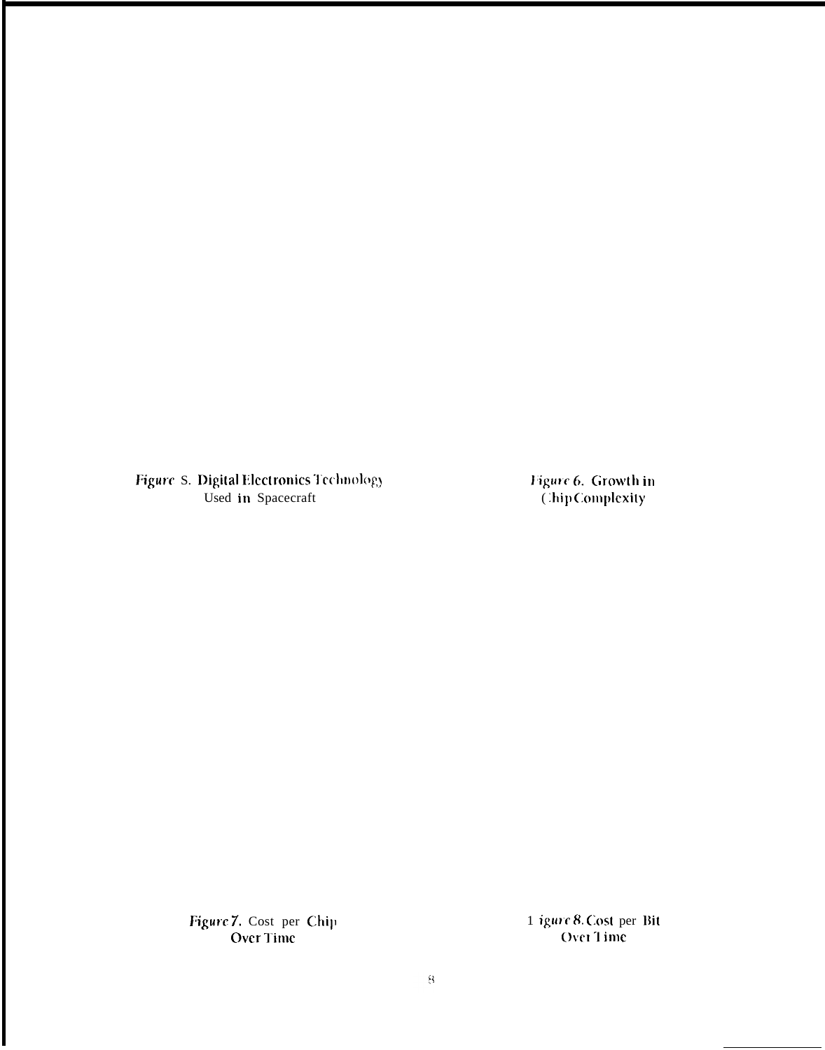Figure 5. Digital Electronics Technology Used in Spacecraft

Figure 6. Growth in Chip Complexity

Figure 7. Cost per Chip Over Time

Figure 8. Cost per Bit Over Time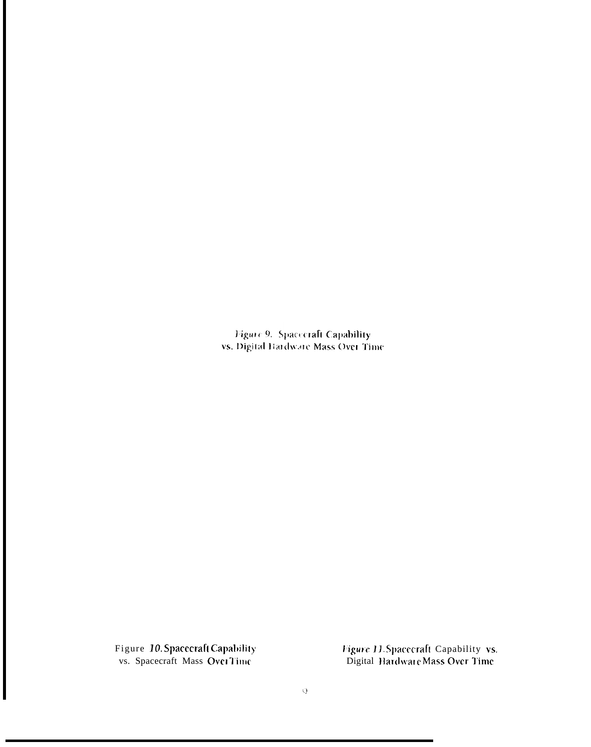Figure 9. Spacecraft Capability vs. Digital Hardware Mass Over Time

Figure 10. Spacecraft Capability vs. Spacecraft Mass Over Time

Figure 11. Spacecraft Capability vs. Digital Hardware Mass Over Time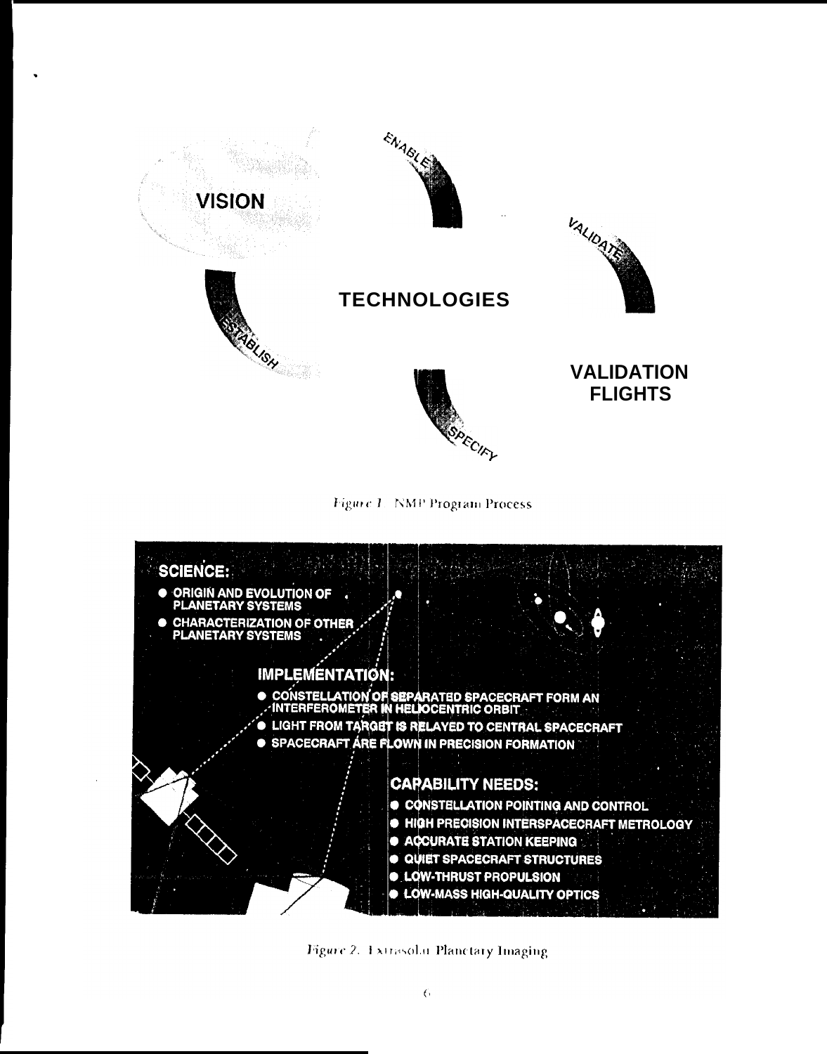VISION

ENABLE

VALIDATE

TECHNOLOGIES

ESTABLISH

VALIDATION FLIGHTS

SPECIFY

Figure 1. NMP Program Process

**SCIENCE:**

- ORIGIN AND EVOLUTION OF PLANETARY SYSTEMS
- CHARACTERIZATION OF OTHER PLANETARY SYSTEMS

**IMPLEMENTATION:**

- CONSTELLATION OF SEPARATED SPACECRAFT FORM AN INTERFEROMETER IN HELIOCENTRIC ORBIT
- LIGHT FROM TARGET IS RELAYED TO CENTRAL SPACECRAFT
- SPACECRAFT ARE FLOWN IN PRECISION FORMATION

**CAPABILITY NEEDS:**

- CONSTELLATION POINTING AND CONTROL
- HIGH PRECISION INTERSPACECRAFT METROLOGY
- ACCURATE STATION KEEPING
- QUIET SPACECRAFT STRUCTURES
- LOW-THRUST PROPULSION
- LOW-MASS HIGH-QUALITY OPTICS

Figure 2. Extrasolar Planetary Imaging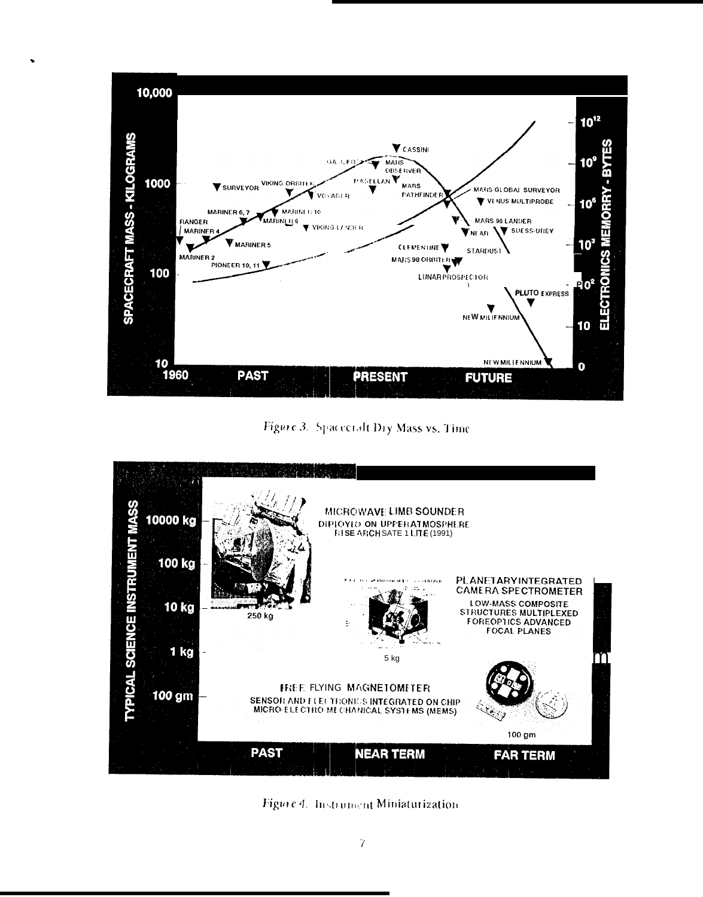Figure 3. Spacecraft Dry Mass vs. Time

Figure 4. Instrument Miniaturization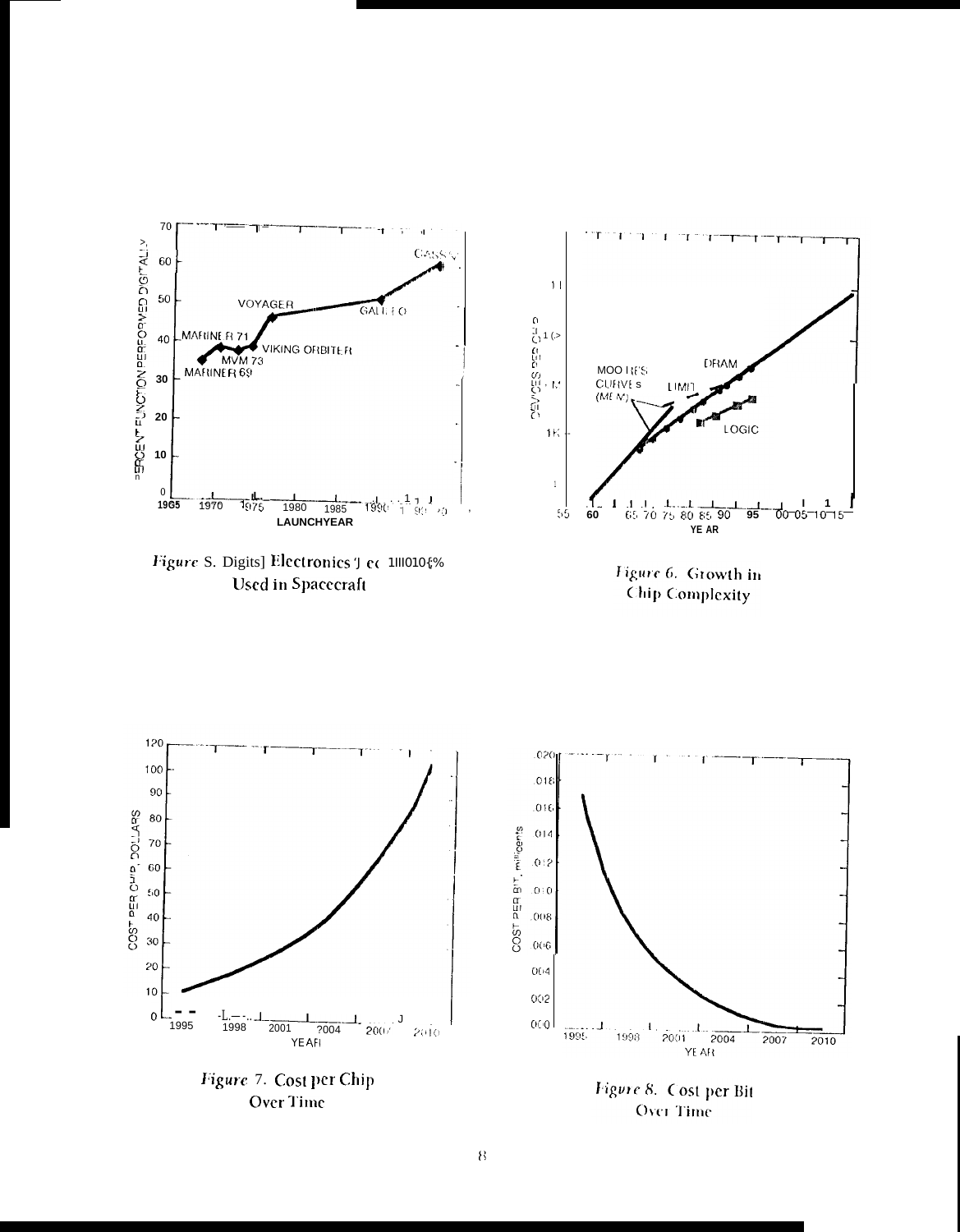*Figure 5.* Digital Electronics Use in Spacecraft

*Figure 6.* Growth in Chip Complexity

*Figure 7.* Cost per Chip Over Time

*Figure 8.* Cost per Bit Over Time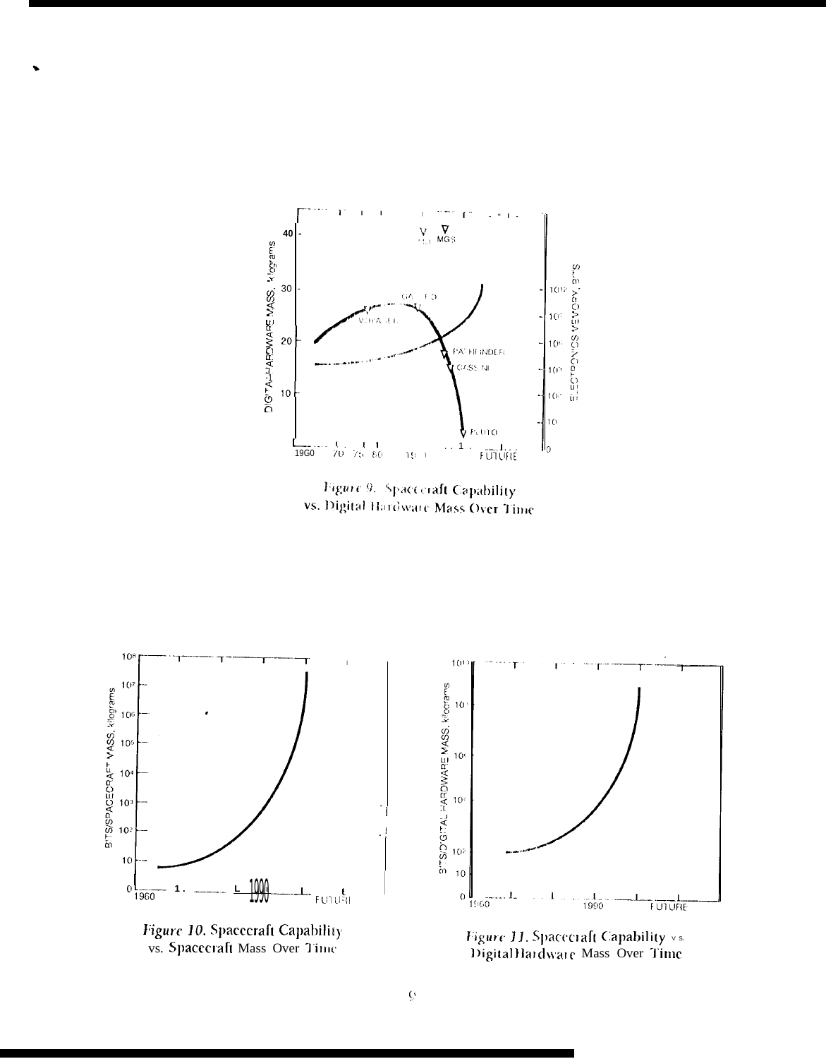DIGITAL HARDWARE MASS, kilograms

40

30

20

10

19G0 70 75 80 19 FUTURE

MGS

GALILEO

VOYAGER

PATHFINDER

CASSINI

PLUTO

ELECTRONICS MEMORY, BITS

$10^{12}$

10

0

Figure 9. Spacecraft Capability vs. Digital Hardware Mass Over Time

BITS/SPACECRAFT MASS, kilograms

$10^8$

$10^7$

$10^6$

$10^5$

$10^4$

$10^3$

$10^2$

10

0

1960 1990 FUTURE

Figure 10. Spacecraft Capability vs. Spacecraft Mass Over Time

BITS/DIGITAL HARDWARE MASS, kilograms

$10^2$

10

0

1960 1990 FUTURE

Figure 11. Spacecraft Capability vs. Digital Hardware Mass Over Time